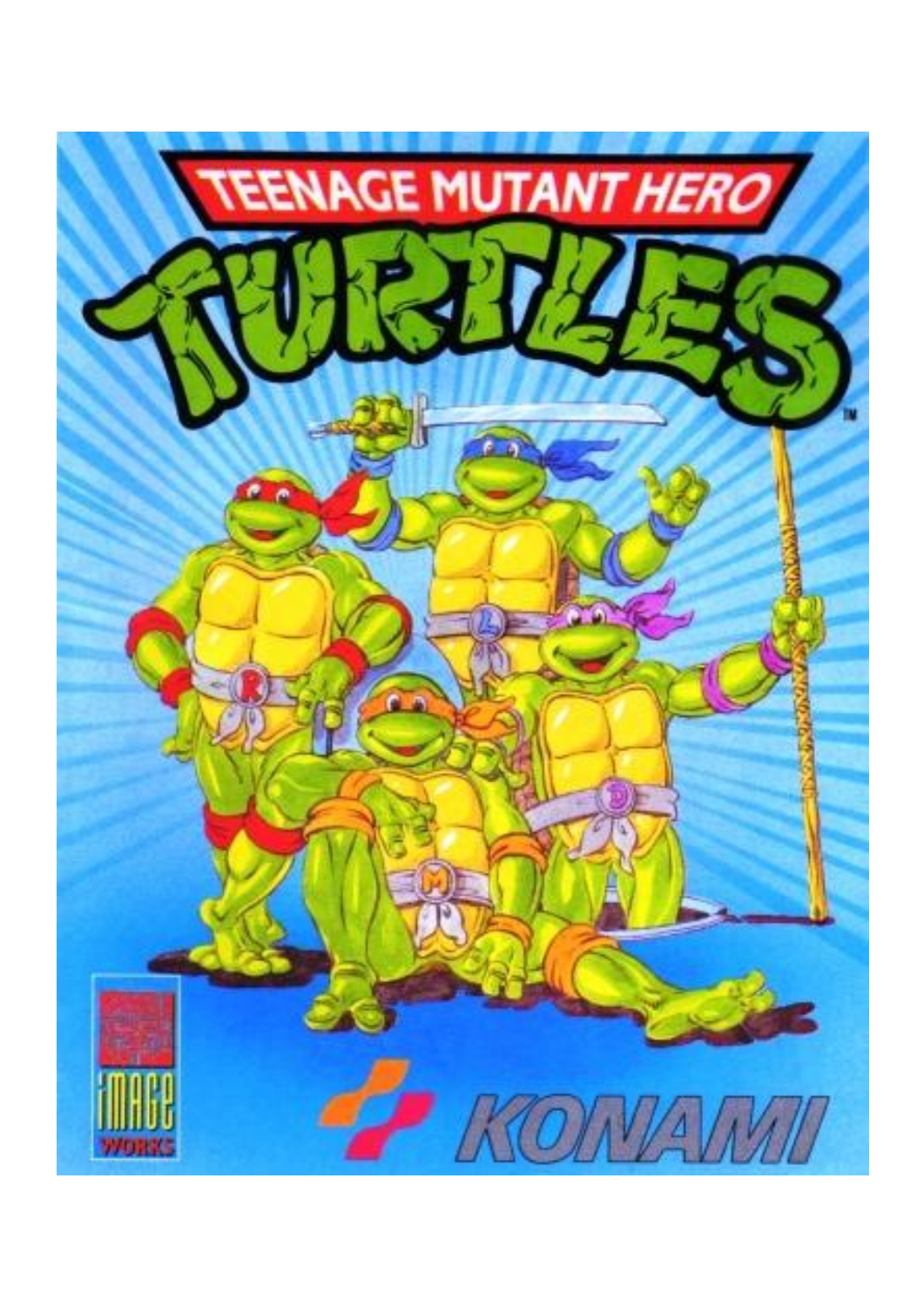# TEENAGE MUTANT HERO TURTLES

KONAMI

IMAGE WORKS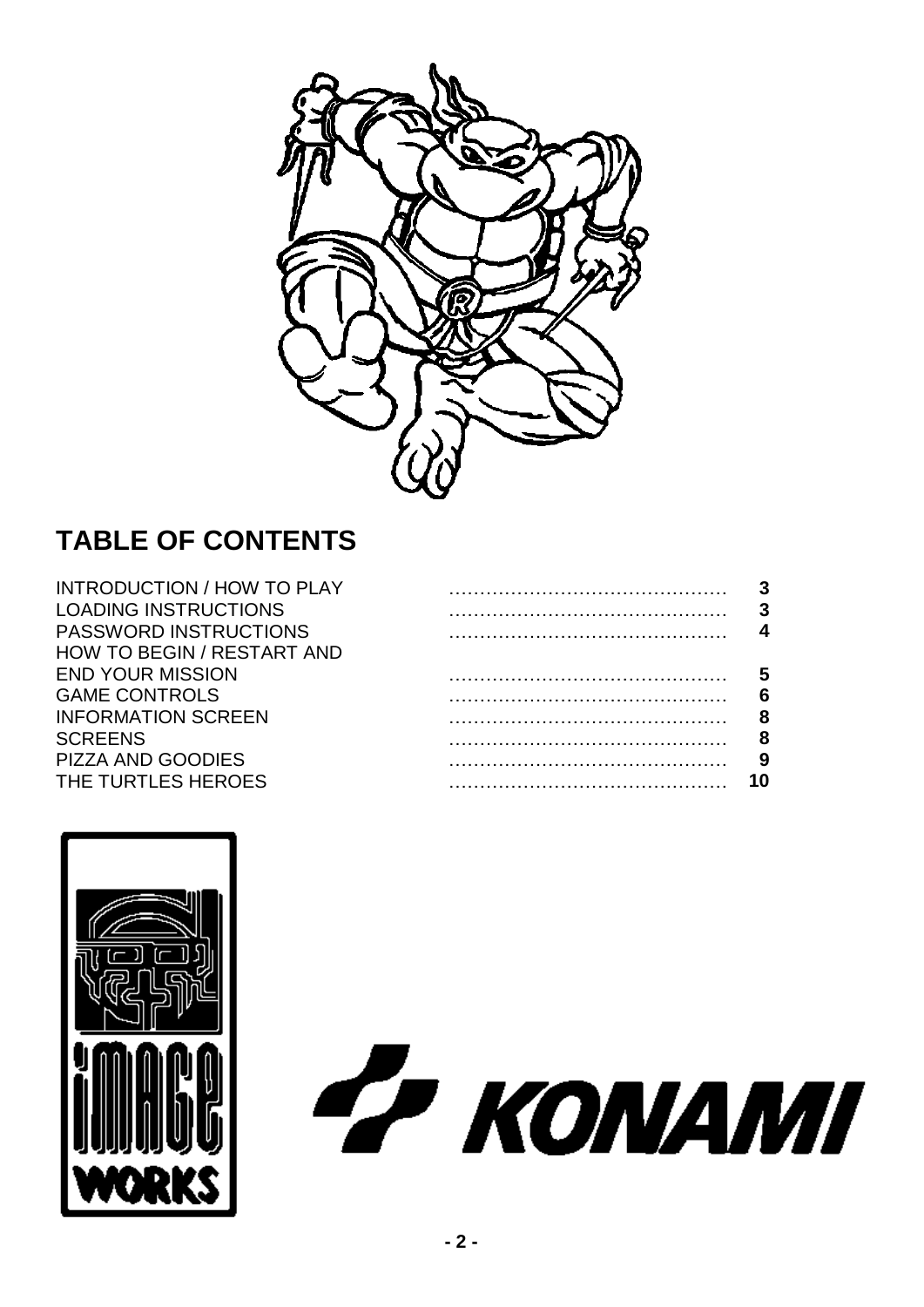## TABLE OF CONTENTS

| | |
|---|---|
| INTRODUCTION / HOW TO PLAY | 3 |
| LOADING INSTRUCTIONS | 3 |
| PASSWORD INSTRUCTIONS | 4 |
| HOW TO BEGIN / RESTART AND END YOUR MISSION | 5 |
| GAME CONTROLS | 6 |
| INFORMATION SCREEN | 8 |
| SCREENS | 8 |
| PIZZA AND GOODIES | 9 |
| THE TURTLES HEROES | 10 |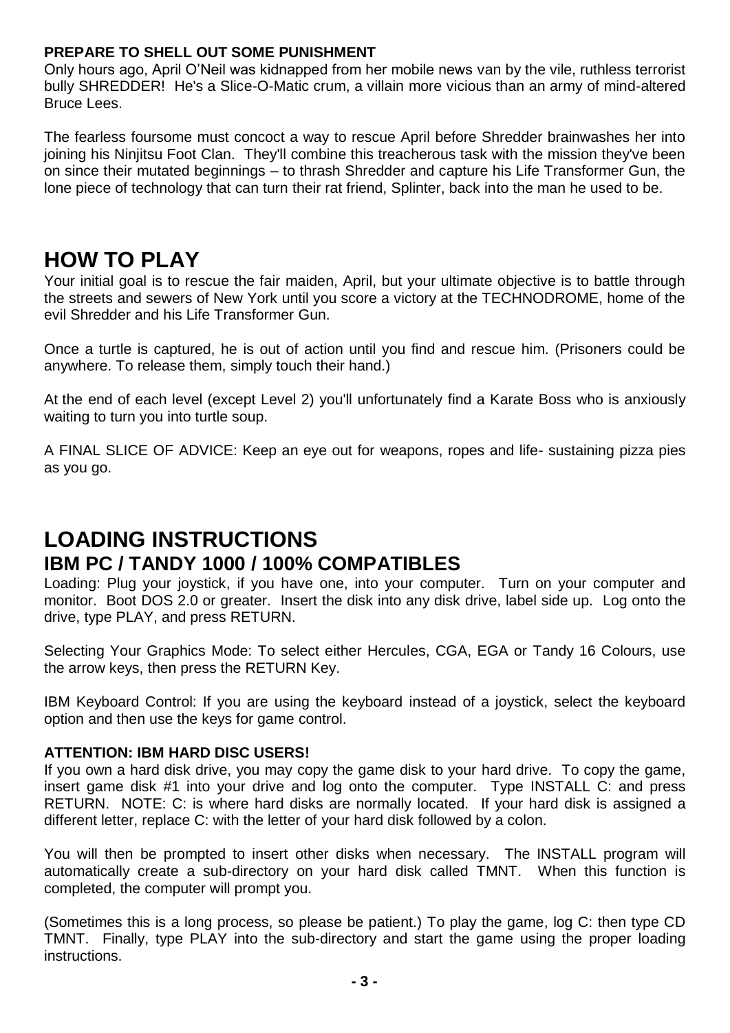**PREPARE TO SHELL OUT SOME PUNISHMENT**

Only hours ago, April O'Neil was kidnapped from her mobile news van by the vile, ruthless terrorist bully SHREDDER! He's a Slice-O-Matic crum, a villain more vicious than an army of mind-altered Bruce Lees.

The fearless foursome must concoct a way to rescue April before Shredder brainwashes her into joining his Ninjitsu Foot Clan. They'll combine this treacherous task with the mission they've been on since their mutated beginnings – to thrash Shredder and capture his Life Transformer Gun, the lone piece of technology that can turn their rat friend, Splinter, back into the man he used to be.

# HOW TO PLAY

Your initial goal is to rescue the fair maiden, April, but your ultimate objective is to battle through the streets and sewers of New York until you score a victory at the TECHNODROME, home of the evil Shredder and his Life Transformer Gun.

Once a turtle is captured, he is out of action until you find and rescue him. (Prisoners could be anywhere. To release them, simply touch their hand.)

At the end of each level (except Level 2) you'll unfortunately find a Karate Boss who is anxiously waiting to turn you into turtle soup.

A FINAL SLICE OF ADVICE: Keep an eye out for weapons, ropes and life- sustaining pizza pies as you go.

# LOADING INSTRUCTIONS

## IBM PC / TANDY 1000 / 100% COMPATIBLES

Loading: Plug your joystick, if you have one, into your computer. Turn on your computer and monitor. Boot DOS 2.0 or greater. Insert the disk into any disk drive, label side up. Log onto the drive, type PLAY, and press RETURN.

Selecting Your Graphics Mode: To select either Hercules, CGA, EGA or Tandy 16 Colours, use the arrow keys, then press the RETURN Key.

IBM Keyboard Control: If you are using the keyboard instead of a joystick, select the keyboard option and then use the keys for game control.

**ATTENTION: IBM HARD DISC USERS!**

If you own a hard disk drive, you may copy the game disk to your hard drive. To copy the game, insert game disk #1 into your drive and log onto the computer. Type INSTALL C: and press RETURN. NOTE: C: is where hard disks are normally located. If your hard disk is assigned a different letter, replace C: with the letter of your hard disk followed by a colon.

You will then be prompted to insert other disks when necessary. The INSTALL program will automatically create a sub-directory on your hard disk called TMNT. When this function is completed, the computer will prompt you.

(Sometimes this is a long process, so please be patient.) To play the game, log C: then type CD TMNT. Finally, type PLAY into the sub-directory and start the game using the proper loading instructions.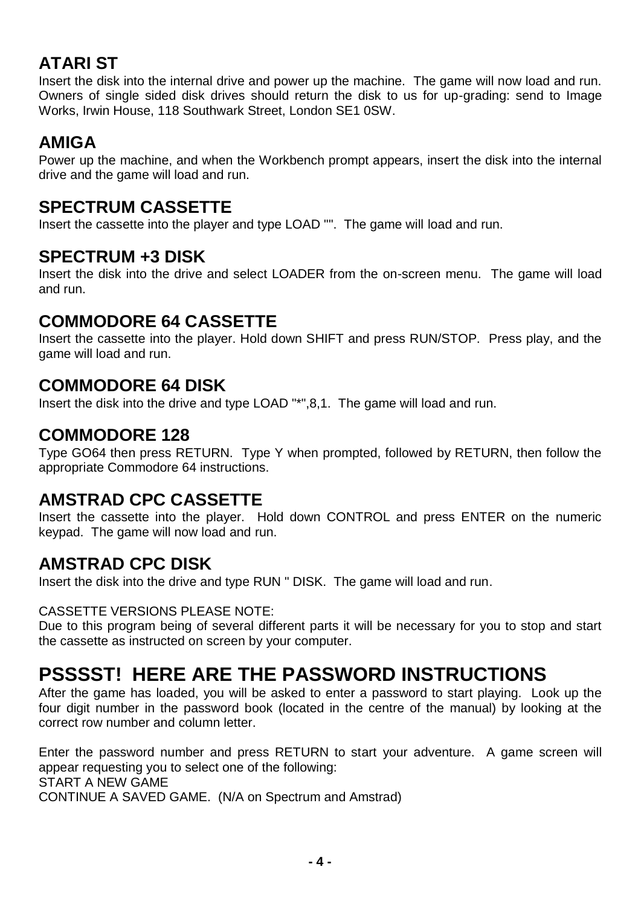## ATARI ST

Insert the disk into the internal drive and power up the machine. The game will now load and run. Owners of single sided disk drives should return the disk to us for up-grading: send to Image Works, Irwin House, 118 Southwark Street, London SE1 0SW.

## AMIGA

Power up the machine, and when the Workbench prompt appears, insert the disk into the internal drive and the game will load and run.

## SPECTRUM CASSETTE

Insert the cassette into the player and type LOAD "". The game will load and run.

## SPECTRUM +3 DISK

Insert the disk into the drive and select LOADER from the on-screen menu. The game will load and run.

## COMMODORE 64 CASSETTE

Insert the cassette into the player. Hold down SHIFT and press RUN/STOP. Press play, and the game will load and run.

## COMMODORE 64 DISK

Insert the disk into the drive and type LOAD "*",8,1. The game will load and run.

## COMMODORE 128

Type GO64 then press RETURN. Type Y when prompted, followed by RETURN, then follow the appropriate Commodore 64 instructions.

## AMSTRAD CPC CASSETTE

Insert the cassette into the player. Hold down CONTROL and press ENTER on the numeric keypad. The game will now load and run.

## AMSTRAD CPC DISK

Insert the disk into the drive and type RUN " DISK. The game will load and run.

CASSETTE VERSIONS PLEASE NOTE:
Due to this program being of several different parts it will be necessary for you to stop and start the cassette as instructed on screen by your computer.

# PSSSST! HERE ARE THE PASSWORD INSTRUCTIONS

After the game has loaded, you will be asked to enter a password to start playing. Look up the four digit number in the password book (located in the centre of the manual) by looking at the correct row number and column letter.

Enter the password number and press RETURN to start your adventure. A game screen will appear requesting you to select one of the following:
START A NEW GAME
CONTINUE A SAVED GAME. (N/A on Spectrum and Amstrad)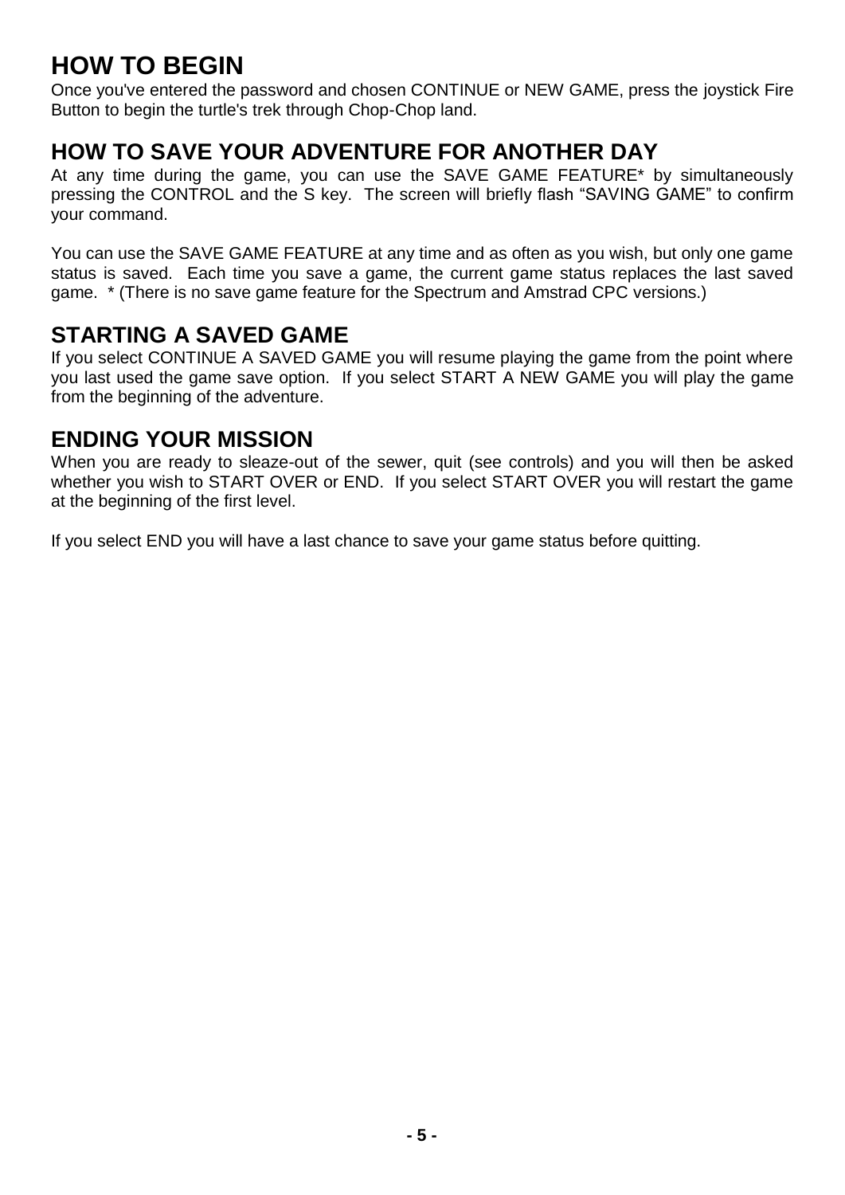## HOW TO BEGIN

Once you've entered the password and chosen CONTINUE or NEW GAME, press the joystick Fire Button to begin the turtle's trek through Chop-Chop land.

## HOW TO SAVE YOUR ADVENTURE FOR ANOTHER DAY

At any time during the game, you can use the SAVE GAME FEATURE* by simultaneously pressing the CONTROL and the S key. The screen will briefly flash "SAVING GAME" to confirm your command.

You can use the SAVE GAME FEATURE at any time and as often as you wish, but only one game status is saved. Each time you save a game, the current game status replaces the last saved game. * (There is no save game feature for the Spectrum and Amstrad CPC versions.)

## STARTING A SAVED GAME

If you select CONTINUE A SAVED GAME you will resume playing the game from the point where you last used the game save option. If you select START A NEW GAME you will play the game from the beginning of the adventure.

## ENDING YOUR MISSION

When you are ready to sleaze-out of the sewer, quit (see controls) and you will then be asked whether you wish to START OVER or END. If you select START OVER you will restart the game at the beginning of the first level.

If you select END you will have a last chance to save your game status before quitting.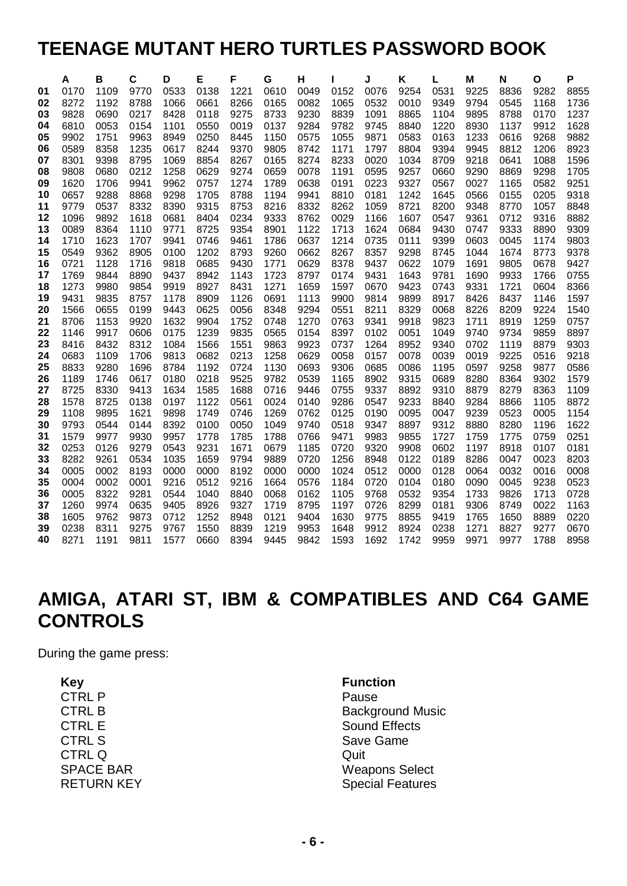# TEENAGE MUTANT HERO TURTLES PASSWORD BOOK

| | A | B | C | D | E | F | G | H | I | J | K | L | M | N | O | P |
|---|---|---|---|---|---|---|---|---|---|---|---|---|---|---|---|---|
| 01 | 0170 | 1109 | 9770 | 0533 | 0138 | 1221 | 0610 | 0049 | 0152 | 0076 | 9254 | 0531 | 9225 | 8836 | 9282 | 8855 |
| 02 | 8272 | 1192 | 8788 | 1066 | 0661 | 8266 | 0165 | 0082 | 1065 | 0532 | 0010 | 9349 | 9794 | 0545 | 1168 | 1736 |
| 03 | 9828 | 0690 | 0217 | 8428 | 0118 | 9275 | 8733 | 9230 | 8839 | 1091 | 8865 | 1104 | 9895 | 8788 | 0170 | 1237 |
| 04 | 6810 | 0053 | 0154 | 1101 | 0550 | 0019 | 0137 | 9284 | 9782 | 9745 | 8840 | 1220 | 8930 | 1137 | 9912 | 1628 |
| 05 | 9902 | 1751 | 9963 | 8949 | 0250 | 8445 | 1150 | 0575 | 1055 | 9871 | 0583 | 0163 | 1233 | 0616 | 9268 | 9882 |
| 06 | 0589 | 8358 | 1235 | 0617 | 8244 | 9370 | 9805 | 8742 | 1171 | 1797 | 8804 | 9394 | 9945 | 8812 | 1206 | 8923 |
| 07 | 8301 | 9398 | 8795 | 1069 | 8854 | 8267 | 0165 | 8274 | 8233 | 0020 | 1034 | 8709 | 9218 | 0641 | 1088 | 1596 |
| 08 | 9808 | 0680 | 0212 | 1258 | 0629 | 9274 | 0659 | 0078 | 1191 | 0595 | 9257 | 0660 | 9290 | 8869 | 9298 | 1705 |
| 09 | 1620 | 1706 | 9941 | 9962 | 0757 | 1274 | 1789 | 0638 | 0191 | 0223 | 9327 | 0567 | 0027 | 1165 | 0582 | 9251 |
| 10 | 0657 | 9288 | 8868 | 9298 | 1705 | 8788 | 1194 | 9941 | 8810 | 0181 | 1242 | 1645 | 0566 | 0155 | 0205 | 9318 |
| 11 | 9779 | 0537 | 8332 | 8390 | 9315 | 8753 | 8216 | 8332 | 8262 | 1059 | 8721 | 8200 | 9348 | 8770 | 1057 | 8848 |
| 12 | 1096 | 9892 | 1618 | 0681 | 8404 | 0234 | 9333 | 8762 | 0029 | 1166 | 1607 | 0547 | 9361 | 0712 | 9316 | 8882 |
| 13 | 0089 | 8364 | 1110 | 9771 | 8725 | 9354 | 8901 | 1122 | 1713 | 1624 | 0684 | 9430 | 0747 | 9333 | 8890 | 9309 |
| 14 | 1710 | 1623 | 1707 | 9941 | 0746 | 9461 | 1786 | 0637 | 1214 | 0735 | 0111 | 9399 | 0603 | 0045 | 1174 | 9803 |
| 15 | 0549 | 9362 | 8905 | 0100 | 1202 | 8793 | 9260 | 0662 | 8267 | 8357 | 9298 | 8745 | 1044 | 1674 | 8773 | 9378 |
| 16 | 0721 | 1128 | 1716 | 9818 | 0685 | 9430 | 1771 | 0629 | 8378 | 9437 | 0622 | 1079 | 1691 | 9805 | 0678 | 9427 |
| 17 | 1769 | 9844 | 8890 | 9437 | 8942 | 1143 | 1723 | 8797 | 0174 | 9431 | 1643 | 9781 | 1690 | 9933 | 1766 | 0755 |
| 18 | 1273 | 9980 | 9854 | 9919 | 8927 | 8431 | 1271 | 1659 | 1597 | 0670 | 9423 | 0743 | 9331 | 1721 | 0604 | 8366 |
| 19 | 9431 | 9835 | 8757 | 1178 | 8909 | 1126 | 0691 | 1113 | 9900 | 9814 | 9899 | 8917 | 8426 | 8437 | 1146 | 1597 |
| 20 | 1566 | 0655 | 0199 | 9443 | 0625 | 0056 | 8348 | 9294 | 0551 | 8211 | 8329 | 0068 | 8226 | 8209 | 9224 | 1540 |
| 21 | 8706 | 1153 | 9920 | 1632 | 9904 | 1752 | 0748 | 1270 | 0763 | 9341 | 9918 | 9823 | 1711 | 8919 | 1259 | 0757 |
| 22 | 1146 | 9917 | 0606 | 0175 | 1239 | 9835 | 0565 | 0154 | 8397 | 0102 | 0051 | 1049 | 9740 | 9734 | 9859 | 8897 |
| 23 | 8416 | 8432 | 8312 | 1084 | 1566 | 1551 | 9863 | 9923 | 0737 | 1264 | 8952 | 9340 | 0702 | 1119 | 8879 | 9303 |
| 24 | 0683 | 1109 | 1706 | 9813 | 0682 | 0213 | 1258 | 0629 | 0058 | 0157 | 0078 | 0039 | 0019 | 9225 | 0516 | 9218 |
| 25 | 8833 | 9280 | 1696 | 8784 | 1192 | 0724 | 1130 | 0693 | 9306 | 0685 | 0086 | 1195 | 0597 | 9258 | 9877 | 0586 |
| 26 | 1189 | 1746 | 0617 | 0180 | 0218 | 9525 | 9782 | 0539 | 1165 | 8902 | 9315 | 0689 | 8280 | 8364 | 9302 | 1579 |
| 27 | 8725 | 8330 | 9413 | 1634 | 1585 | 1688 | 0716 | 9446 | 0755 | 9337 | 8892 | 9310 | 8879 | 8279 | 8363 | 1109 |
| 28 | 1578 | 8725 | 0138 | 0197 | 1122 | 0561 | 0024 | 0140 | 9286 | 0547 | 9233 | 8840 | 9284 | 8866 | 1105 | 8872 |
| 29 | 1108 | 9895 | 1621 | 9898 | 1749 | 0746 | 1269 | 0762 | 0125 | 0190 | 0095 | 0047 | 9239 | 0523 | 0005 | 1154 |
| 30 | 9793 | 0544 | 0144 | 8392 | 0100 | 0050 | 1049 | 9740 | 0518 | 9347 | 8897 | 9312 | 8880 | 8280 | 1196 | 1622 |
| 31 | 1579 | 9977 | 9930 | 9957 | 1778 | 1785 | 1788 | 0766 | 9471 | 9983 | 9855 | 1727 | 1759 | 1775 | 0759 | 0251 |
| 32 | 0253 | 0126 | 9279 | 0543 | 9231 | 1671 | 0679 | 1185 | 0720 | 9320 | 9908 | 0602 | 1197 | 8918 | 0107 | 0181 |
| 33 | 8282 | 9261 | 0534 | 1035 | 1659 | 9794 | 9889 | 0720 | 1256 | 8948 | 0122 | 0189 | 8286 | 0047 | 0023 | 8203 |
| 34 | 0005 | 0002 | 8193 | 0000 | 0000 | 8192 | 0000 | 0000 | 1024 | 0512 | 0000 | 0128 | 0064 | 0032 | 0016 | 0008 |
| 35 | 0004 | 0002 | 0001 | 9216 | 0512 | 9216 | 1664 | 0576 | 1184 | 0720 | 0104 | 0180 | 0090 | 0045 | 9238 | 0523 |
| 36 | 0005 | 8322 | 9281 | 0544 | 1040 | 8840 | 0068 | 0162 | 1105 | 9768 | 0532 | 9354 | 1733 | 9826 | 1713 | 0728 |
| 37 | 1260 | 9974 | 0635 | 9405 | 8926 | 9327 | 1719 | 8795 | 1197 | 0726 | 8299 | 0181 | 9306 | 8749 | 0022 | 1163 |
| 38 | 1605 | 9762 | 9873 | 0712 | 1252 | 8948 | 0121 | 9404 | 1630 | 9775 | 8855 | 9419 | 1765 | 1650 | 8889 | 0220 |
| 39 | 0238 | 8311 | 9275 | 9767 | 1550 | 8839 | 1219 | 9953 | 1648 | 9912 | 8924 | 0238 | 1271 | 8827 | 9277 | 0670 |
| 40 | 8271 | 1191 | 9811 | 1577 | 0660 | 8394 | 9445 | 9842 | 1593 | 1692 | 1742 | 9959 | 9971 | 9977 | 1788 | 8958 |

# AMIGA, ATARI ST, IBM & COMPATIBLES AND C64 GAME CONTROLS

During the game press:

| Key | Function |
|---|---|
| CTRL P | Pause |
| CTRL B | Background Music |
| CTRL E | Sound Effects |
| CTRL S | Save Game |
| CTRL Q | Quit |
| SPACE BAR | Weapons Select |
| RETURN KEY | Special Features |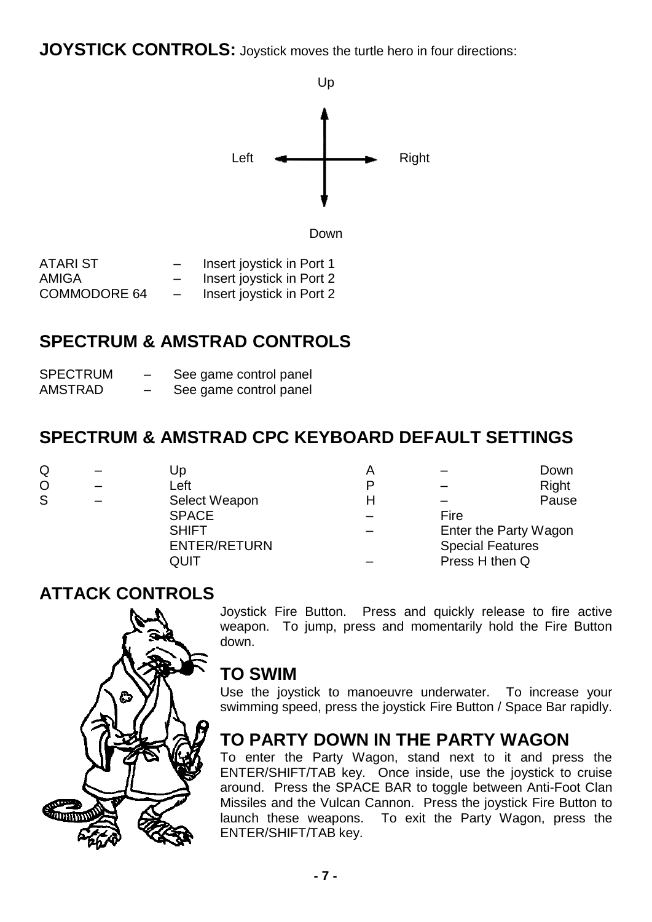## JOYSTICK CONTROLS:

Joystick moves the turtle hero in four directions:

Up

Left — Right

Down

| | | |
|---|---|---|
| ATARI ST | – | Insert joystick in Port 1 |
| AMIGA | – | Insert joystick in Port 2 |
| COMMODORE 64 | – | Insert joystick in Port 2 |

## SPECTRUM & AMSTRAD CONTROLS

| | | |
|---|---|---|
| SPECTRUM | – | See game control panel |
| AMSTRAD | – | See game control panel |

## SPECTRUM & AMSTRAD CPC KEYBOARD DEFAULT SETTINGS

| | | | | | |
|---|---|---|---|---|---|
| Q | – | Up | A | – | Down |
| O | – | Left | P | – | Right |
| S | – | Select Weapon | H | – | Pause |
| | | SPACE | – | Fire | |
| | | SHIFT | – | Enter the Party Wagon | |
| | | ENTER/RETURN | | Special Features | |
| | | QUIT | – | Press H then Q | |

## ATTACK CONTROLS

Joystick Fire Button. Press and quickly release to fire active weapon. To jump, press and momentarily hold the Fire Button down.

## TO SWIM

Use the joystick to manoeuvre underwater. To increase your swimming speed, press the joystick Fire Button / Space Bar rapidly.

## TO PARTY DOWN IN THE PARTY WAGON

To enter the Party Wagon, stand next to it and press the ENTER/SHIFT/TAB key. Once inside, use the joystick to cruise around. Press the SPACE BAR to toggle between Anti-Foot Clan Missiles and the Vulcan Cannon. Press the joystick Fire Button to launch these weapons. To exit the Party Wagon, press the ENTER/SHIFT/TAB key.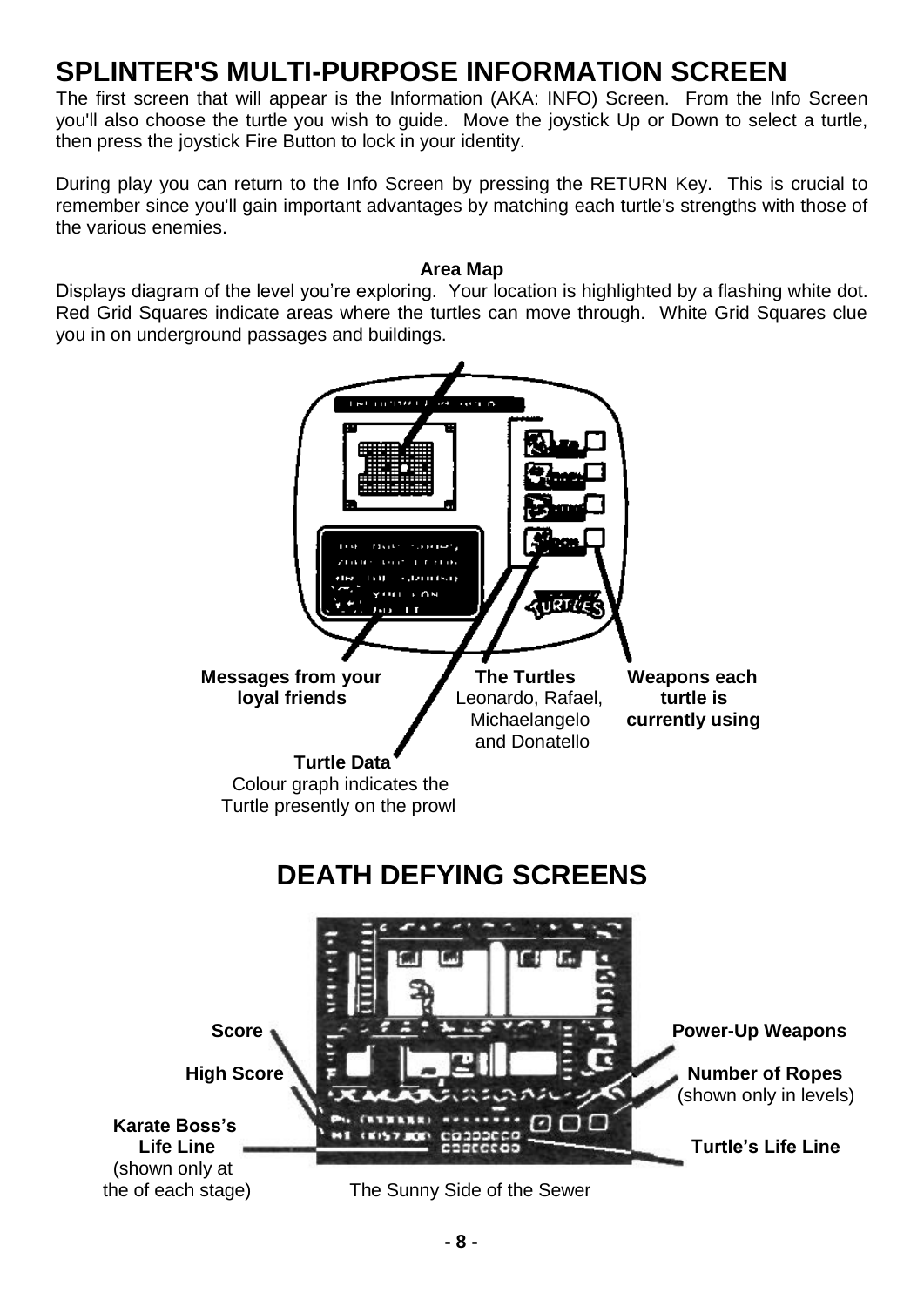# SPLINTER'S MULTI-PURPOSE INFORMATION SCREEN

The first screen that will appear is the Information (AKA: INFO) Screen. From the Info Screen you'll also choose the turtle you wish to guide. Move the joystick Up or Down to select a turtle, then press the joystick Fire Button to lock in your identity.

During play you can return to the Info Screen by pressing the RETURN Key. This is crucial to remember since you'll gain important advantages by matching each turtle's strengths with those of the various enemies.

**Area Map**

Displays diagram of the level you're exploring. Your location is highlighted by a flashing white dot. Red Grid Squares indicate areas where the turtles can move through. White Grid Squares clue you in on underground passages and buildings.

**Messages from your loyal friends**

**The Turtles**
Leonardo, Rafael, Michaelangelo and Donatello

**Weapons each turtle is currently using**

**Turtle Data**
Colour graph indicates the Turtle presently on the prowl

# DEATH DEFYING SCREENS

**Score**

**High Score**

**Karate Boss's Life Line**
(shown only at the of each stage)

**Power-Up Weapons**

**Number of Ropes**
(shown only in levels)

**Turtle's Life Line**

The Sunny Side of the Sewer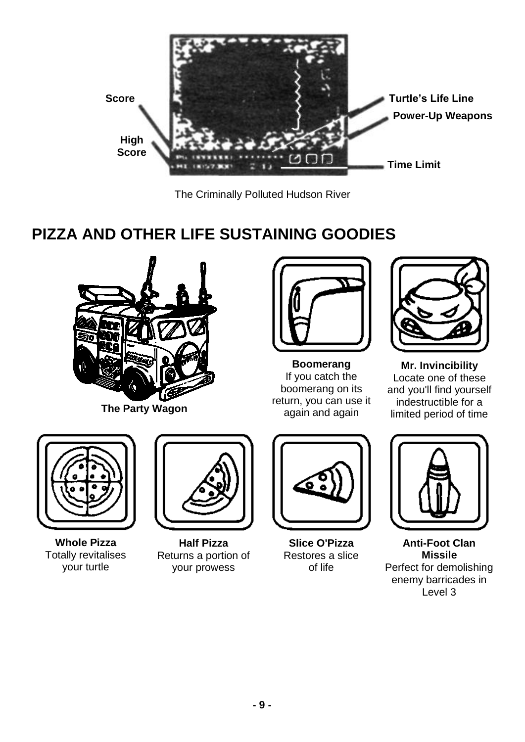Score

High Score

Turtle's Life Line

Power-Up Weapons

Time Limit

The Criminally Polluted Hudson River

## PIZZA AND OTHER LIFE SUSTAINING GOODIES

**The Party Wagon**

**Boomerang**
If you catch the boomerang on its return, you can use it again and again

**Mr. Invincibility**
Locate one of these and you'll find yourself indestructible for a limited period of time

**Whole Pizza**
Totally revitalises your turtle

**Half Pizza**
Returns a portion of your prowess

**Slice O'Pizza**
Restores a slice of life

**Anti-Foot Clan Missile**
Perfect for demolishing enemy barricades in Level 3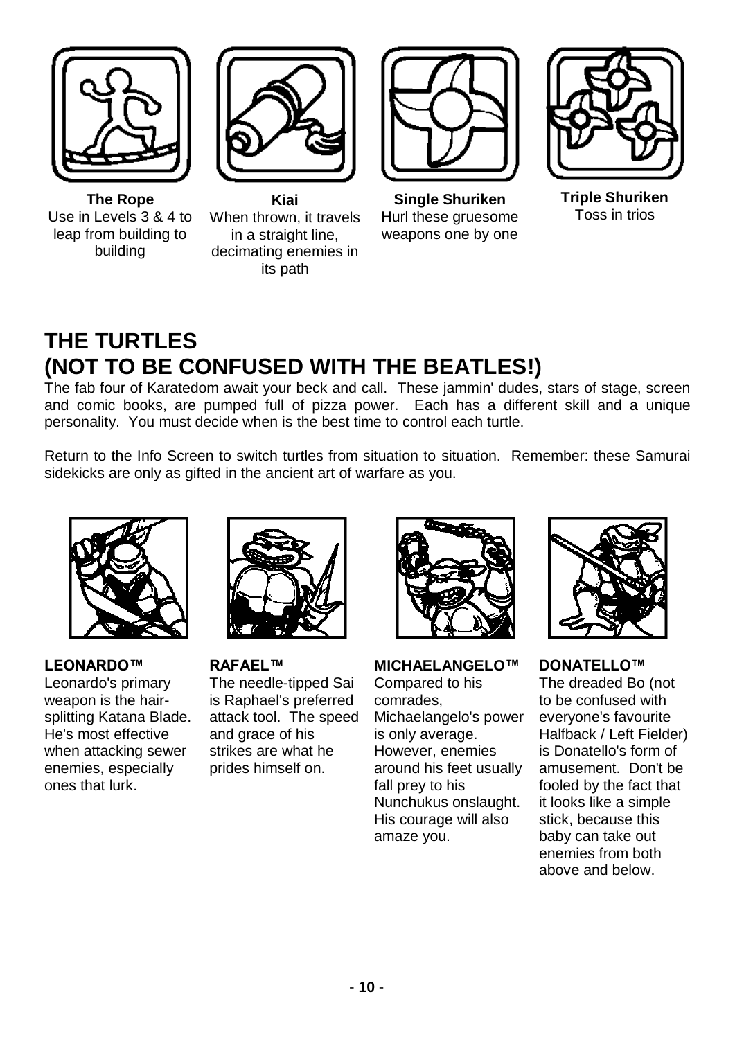**The Rope**
Use in Levels 3 & 4 to leap from building to building

**Kiai**
When thrown, it travels in a straight line, decimating enemies in its path

**Single Shuriken**
Hurl these gruesome weapons one by one

**Triple Shuriken**
Toss in trios

# THE TURTLES (NOT TO BE CONFUSED WITH THE BEATLES!)

The fab four of Karatedom await your beck and call. These jammin' dudes, stars of stage, screen and comic books, are pumped full of pizza power. Each has a different skill and a unique personality. You must decide when is the best time to control each turtle.

Return to the Info Screen to switch turtles from situation to situation. Remember: these Samurai sidekicks are only as gifted in the ancient art of warfare as you.

**LEONARDO™**
Leonardo's primary weapon is the hair-splitting Katana Blade. He's most effective when attacking sewer enemies, especially ones that lurk.

**RAFAEL™**
The needle-tipped Sai is Raphael's preferred attack tool. The speed and grace of his strikes are what he prides himself on.

**MICHAELANGELO™**
Compared to his comrades, Michaelangelo's power is only average. However, enemies around his feet usually fall prey to his Nunchukus onslaught. His courage will also amaze you.

**DONATELLO™**
The dreaded Bo (not to be confused with everyone's favourite Halfback / Left Fielder) is Donatello's form of amusement. Don't be fooled by the fact that it looks like a simple stick, because this baby can take out enemies from both above and below.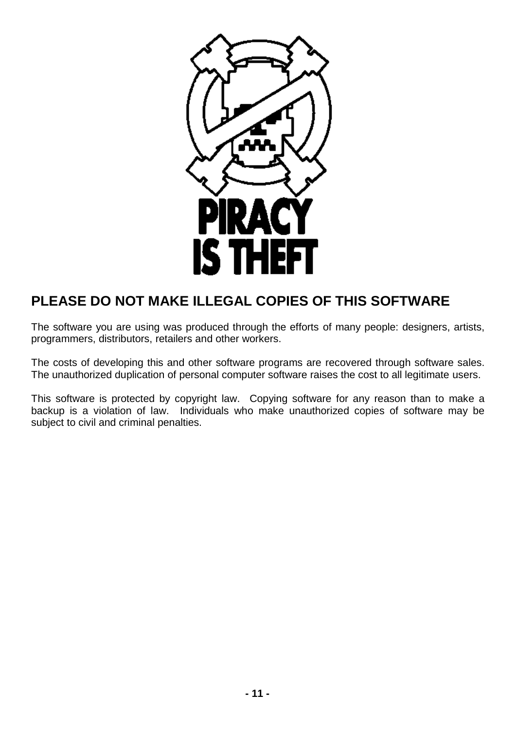PIRACY IS THEFT

## PLEASE DO NOT MAKE ILLEGAL COPIES OF THIS SOFTWARE

The software you are using was produced through the efforts of many people: designers, artists, programmers, distributors, retailers and other workers.

The costs of developing this and other software programs are recovered through software sales. The unauthorized duplication of personal computer software raises the cost to all legitimate users.

This software is protected by copyright law. Copying software for any reason than to make a backup is a violation of law. Individuals who make unauthorized copies of software may be subject to civil and criminal penalties.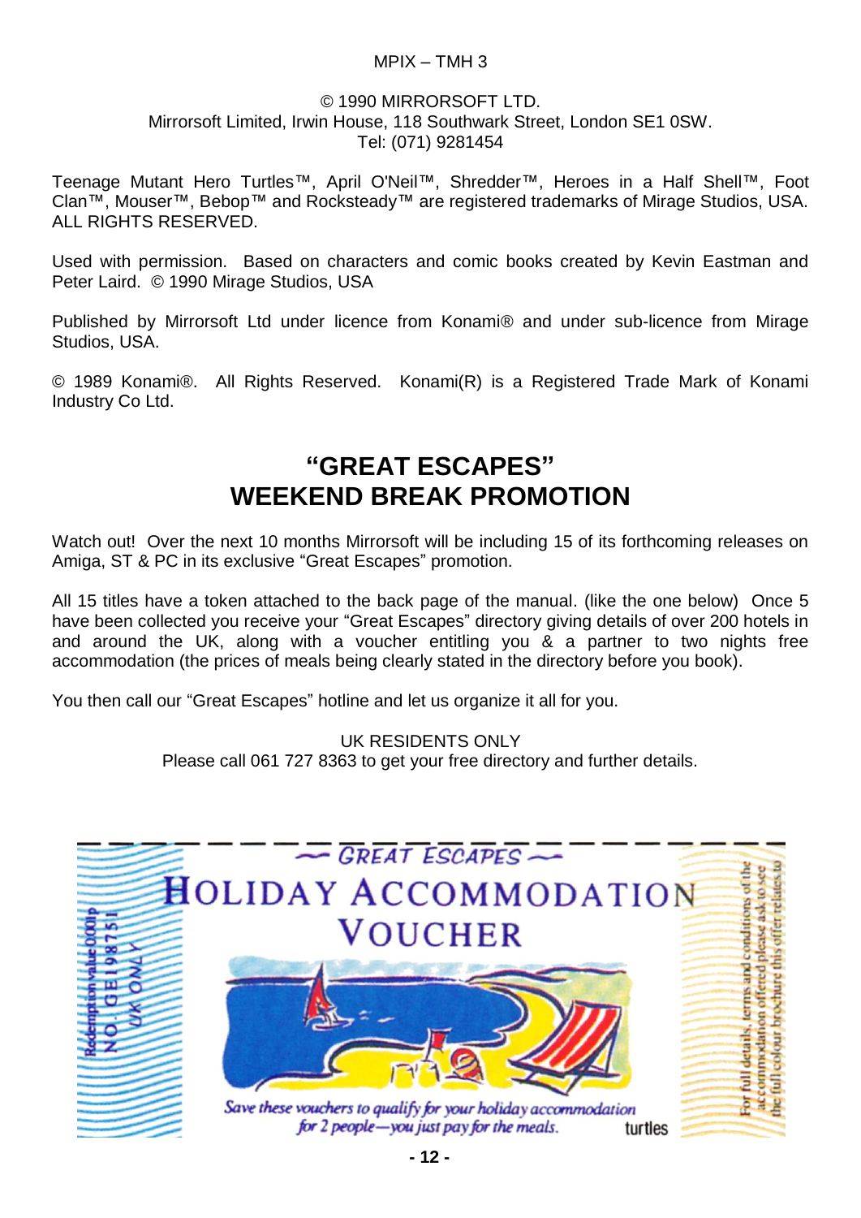MPIX – TMH 3

© 1990 MIRRORSOFT LTD.
Mirrorsoft Limited, Irwin House, 118 Southwark Street, London SE1 0SW.
Tel: (071) 9281454

Teenage Mutant Hero Turtles™, April O'Neil™, Shredder™, Heroes in a Half Shell™, Foot Clan™, Mouser™, Bebop™ and Rocksteady™ are registered trademarks of Mirage Studios, USA. ALL RIGHTS RESERVED.

Used with permission. Based on characters and comic books created by Kevin Eastman and Peter Laird. © 1990 Mirage Studios, USA

Published by Mirrorsoft Ltd under licence from Konami® and under sub-licence from Mirage Studios, USA.

© 1989 Konami®. All Rights Reserved. Konami(R) is a Registered Trade Mark of Konami Industry Co Ltd.

# "GREAT ESCAPES" WEEKEND BREAK PROMOTION

Watch out! Over the next 10 months Mirrorsoft will be including 15 of its forthcoming releases on Amiga, ST & PC in its exclusive "Great Escapes" promotion.

All 15 titles have a token attached to the back page of the manual. (like the one below) Once 5 have been collected you receive your "Great Escapes" directory giving details of over 200 hotels in and around the UK, along with a voucher entitling you & a partner to two nights free accommodation (the prices of meals being clearly stated in the directory before you book).

You then call our "Great Escapes" hotline and let us organize it all for you.

UK RESIDENTS ONLY
Please call 061 727 8363 to get your free directory and further details.

GREAT ESCAPES

HOLIDAY ACCOMMODATION VOUCHER

Redemption value 0.001p
NO. GE198751
UK ONLY

*Save these vouchers to qualify for your holiday accommodation for 2 people—you just pay for the meals.*

turtles

For full details, terms and conditions of the accommodation offered please ask to see the full colour brochure this offer relates to